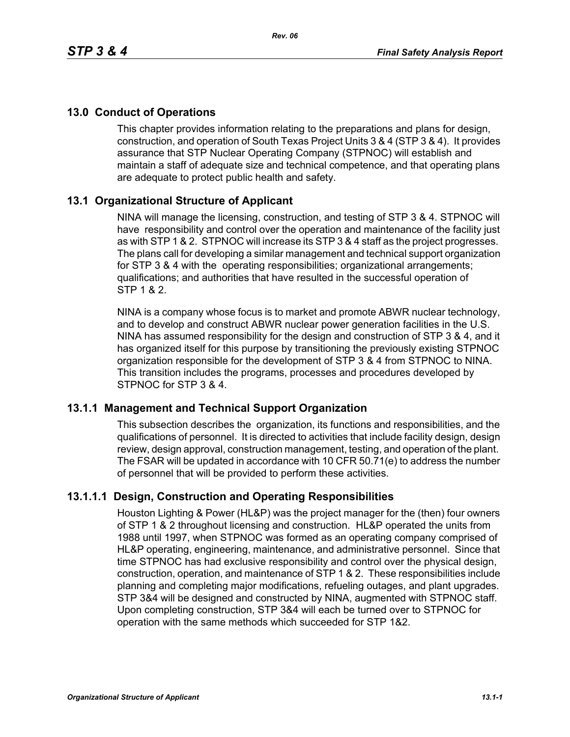# 13.0 Conduct of Operations

This chapter provides information relating to the preparations and plans for design, construction, and operation of South Texas Project Units 3 & 4 (STP 3 & 4). It provides assurance that STP Nuclear Operating Company (STPNOC) will establish and maintain a staff of adequate size and technical competence, and that operating plans are adequate to protect public health and safety.

## 13.1 Organizational Structure of Applicant

NINA will manage the licensing, construction, and testing of STP 3 & 4. STPNOC will have responsibility and control over the operation and maintenance of the facility just as with STP 1 & 2. STPNOC will increase its STP 3 & 4 staff as the project progresses. The plans call for developing a similar management and technical support organization for STP 3 & 4 with the operating responsibilities; organizational arrangements; qualifications; and authorities that have resulted in the successful operation of STP 1 & 2.

NINA is a company whose focus is to market and promote ABWR nuclear technology, and to develop and construct ABWR nuclear power generation facilities in the U.S. NINA has assumed responsibility for the design and construction of STP 3 & 4, and it has organized itself for this purpose by transitioning the previously existing STPNOC organization responsible for the development of STP 3 & 4 from STPNOC to NINA. This transition includes the programs, processes and procedures developed by STPNOC for STP 3 & 4.

### 13.1.1 Management and Technical Support Organization

This subsection describes the organization, its functions and responsibilities, and the qualifications of personnel. It is directed to activities that include facility design, design review, design approval, construction management, testing, and operation of the plant. The FSAR will be updated in accordance with 10 CFR 50.71(e) to address the number of personnel that will be provided to perform these activities.

#### 13.1.1.1 Design, Construction and Operating Responsibilities

Houston Lighting & Power (HL&P) was the project manager for the (then) four owners of STP 1 & 2 throughout licensing and construction. HL&P operated the units from 1988 until 1997, when STPNOC was formed as an operating company comprised of HL&P operating, engineering, maintenance, and administrative personnel. Since that time STPNOC has had exclusive responsibility and control over the physical design, construction, operation, and maintenance of STP 1 & 2. These responsibilities include planning and completing major modifications, refueling outages, and plant upgrades. STP 3&4 will be designed and constructed by NINA, augmented with STPNOC staff. Upon completing construction, STP 3&4 will each be turned over to STPNOC for operation with the same methods which succeeded for STP 1&2.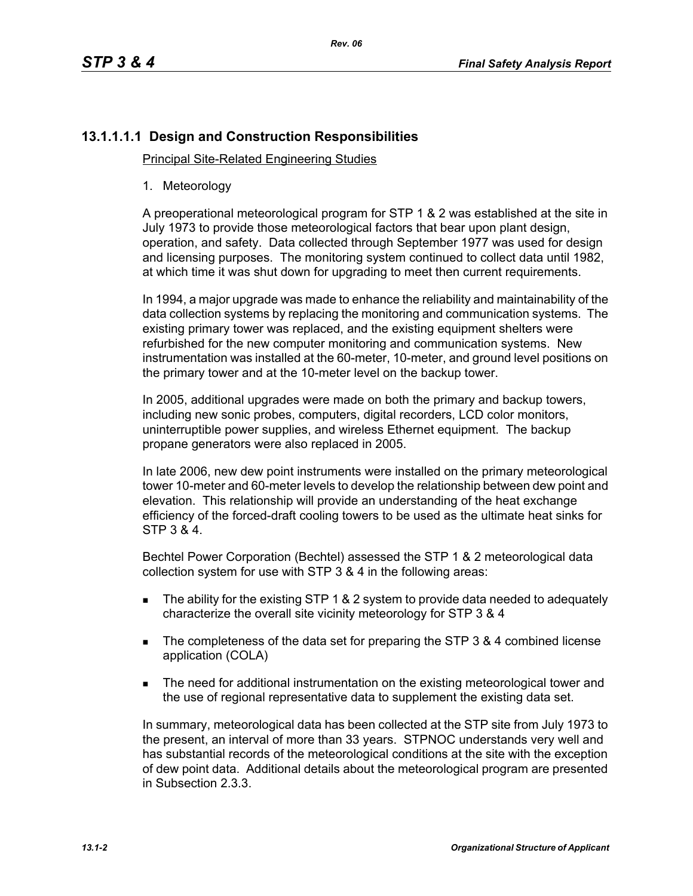# 13.1.1.1.1 Design and Construction Responsibilities

Principal Site-Related Engineering Studies

1. Meteorology

A preoperational meteorological program for STP 1 & 2 was established at the site in July 1973 to provide those meteorological factors that bear upon plant design, operation, and safety. Data collected through September 1977 was used for design and licensing purposes. The monitoring system continued to collect data until 1982, at which time it was shut down for upgrading to meet then current requirements.

In 1994, a major upgrade was made to enhance the reliability and maintainability of the data collection systems by replacing the monitoring and communication systems. The existing primary tower was replaced, and the existing equipment shelters were refurbished for the new computer monitoring and communication systems. New instrumentation was installed at the 60-meter, 10-meter, and ground level positions on the primary tower and at the 10-meter level on the backup tower.

In 2005, additional upgrades were made on both the primary and backup towers, including new sonic probes, computers, digital recorders, LCD color monitors, uninterruptible power supplies, and wireless Ethernet equipment. The backup propane generators were also replaced in 2005.

In late 2006, new dew point instruments were installed on the primary meteorological tower 10-meter and 60-meter levels to develop the relationship between dew point and elevation. This relationship will provide an understanding of the heat exchange efficiency of the forced-draft cooling towers to be used as the ultimate heat sinks for STP 3 & 4.

Bechtel Power Corporation (Bechtel) assessed the STP 1 & 2 meteorological data collection system for use with STP 3 & 4 in the following areas:

- The ability for the existing STP 1 & 2 system to provide data needed to adequately characterize the overall site vicinity meteorology for STP 3 & 4
- The completeness of the data set for preparing the STP 3 & 4 combined license application (COLA)
- The need for additional instrumentation on the existing meteorological tower and the use of regional representative data to supplement the existing data set.

In summary, meteorological data has been collected at the STP site from July 1973 to the present, an interval of more than 33 years. STPNOC understands very well and has substantial records of the meteorological conditions at the site with the exception of dew point data. Additional details about the meteorological program are presented in Subsection 2.3.3.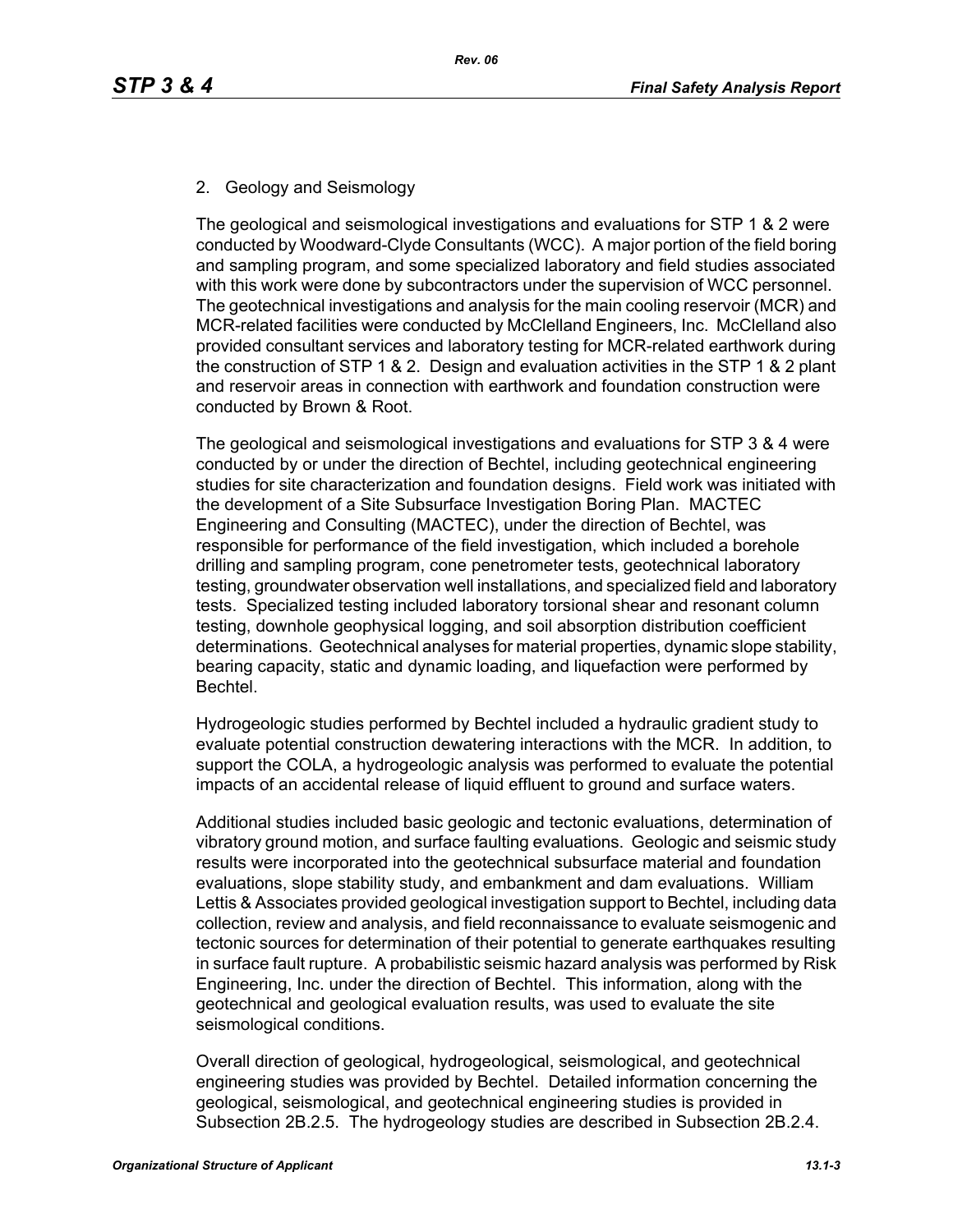2. Geology and Seismology

The geological and seismological investigations and evaluations for STP 1 & 2 were conducted by Woodward-Clyde Consultants (WCC). A major portion of the field boring and sampling program, and some specialized laboratory and field studies associated with this work were done by subcontractors under the supervision of WCC personnel. The geotechnical investigations and analysis for the main cooling reservoir (MCR) and MCR-related facilities were conducted by McClelland Engineers, Inc. McClelland also provided consultant services and laboratory testing for MCR-related earthwork during the construction of STP 1 & 2. Design and evaluation activities in the STP 1 & 2 plant and reservoir areas in connection with earthwork and foundation construction were conducted by Brown & Root.

The geological and seismological investigations and evaluations for STP 3 & 4 were conducted by or under the direction of Bechtel, including geotechnical engineering studies for site characterization and foundation designs. Field work was initiated with the development of a Site Subsurface Investigation Boring Plan. MACTEC Engineering and Consulting (MACTEC), under the direction of Bechtel, was responsible for performance of the field investigation, which included a borehole drilling and sampling program, cone penetrometer tests, geotechnical laboratory testing, groundwater observation well installations, and specialized field and laboratory tests. Specialized testing included laboratory torsional shear and resonant column testing, downhole geophysical logging, and soil absorption distribution coefficient determinations. Geotechnical analyses for material properties, dynamic slope stability, bearing capacity, static and dynamic loading, and liquefaction were performed by Bechtel.

Hydrogeologic studies performed by Bechtel included a hydraulic gradient study to evaluate potential construction dewatering interactions with the MCR. In addition, to support the COLA, a hydrogeologic analysis was performed to evaluate the potential impacts of an accidental release of liquid effluent to ground and surface waters.

Additional studies included basic geologic and tectonic evaluations, determination of vibratory ground motion, and surface faulting evaluations. Geologic and seismic study results were incorporated into the geotechnical subsurface material and foundation evaluations, slope stability study, and embankment and dam evaluations. William Lettis & Associates provided geological investigation support to Bechtel, including data collection, review and analysis, and field reconnaissance to evaluate seismogenic and tectonic sources for determination of their potential to generate earthquakes resulting in surface fault rupture. A probabilistic seismic hazard analysis was performed by Risk Engineering, Inc. under the direction of Bechtel. This information, along with the geotechnical and geological evaluation results, was used to evaluate the site seismological conditions.

Overall direction of geological, hydrogeological, seismological, and geotechnical engineering studies was provided by Bechtel. Detailed information concerning the geological, seismological, and geotechnical engineering studies is provided in Subsection 2B.2.5. The hydrogeology studies are described in Subsection 2B.2.4.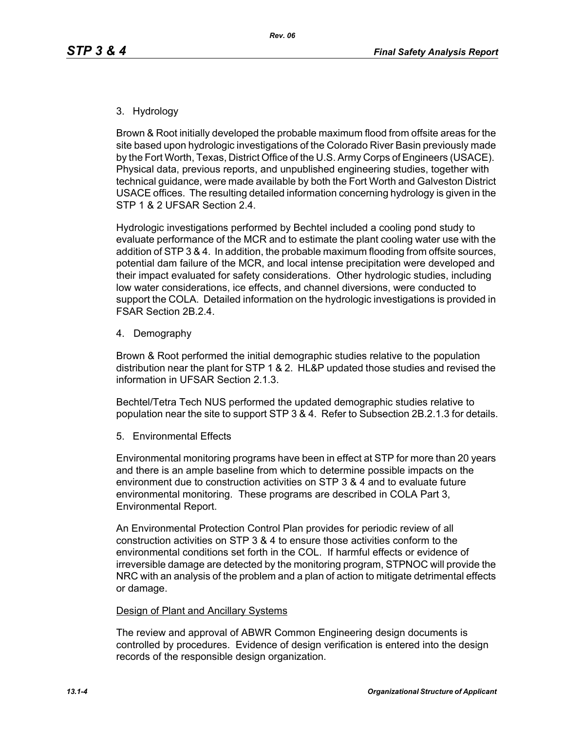3. Hydrology

Brown & Root initially developed the probable maximum flood from offsite areas for the site based upon hydrologic investigations of the Colorado River Basin previously made by the Fort Worth, Texas, District Office of the U.S. Army Corps of Engineers (USACE). Physical data, previous reports, and unpublished engineering studies, together with technical guidance, were made available by both the Fort Worth and Galveston District USACE offices. The resulting detailed information concerning hydrology is given in the STP 1 & 2 UFSAR Section 2.4.

Hydrologic investigations performed by Bechtel included a cooling pond study to evaluate performance of the MCR and to estimate the plant cooling water use with the addition of STP 3 & 4. In addition, the probable maximum flooding from offsite sources, potential dam failure of the MCR, and local intense precipitation were developed and their impact evaluated for safety considerations. Other hydrologic studies, including low water considerations, ice effects, and channel diversions, were conducted to support the COLA. Detailed information on the hydrologic investigations is provided in FSAR Section 2B.2.4.

4. Demography

Brown & Root performed the initial demographic studies relative to the population distribution near the plant for STP 1 & 2. HL&P updated those studies and revised the information in UFSAR Section 2.1.3.

Bechtel/Tetra Tech NUS performed the updated demographic studies relative to population near the site to support STP 3 & 4. Refer to Subsection 2B.2.1.3 for details.

5. Environmental Effects

Environmental monitoring programs have been in effect at STP for more than 20 years and there is an ample baseline from which to determine possible impacts on the environment due to construction activities on STP 3 & 4 and to evaluate future environmental monitoring. These programs are described in COLA Part 3, Environmental Report.

An Environmental Protection Control Plan provides for periodic review of all construction activities on STP 3 & 4 to ensure those activities conform to the environmental conditions set forth in the COL. If harmful effects or evidence of irreversible damage are detected by the monitoring program, STPNOC will provide the NRC with an analysis of the problem and a plan of action to mitigate detrimental effects or damage.

Design of Plant and Ancillary Systems

The review and approval of ABWR Common Engineering design documents is controlled by procedures. Evidence of design verification is entered into the design records of the responsible design organization.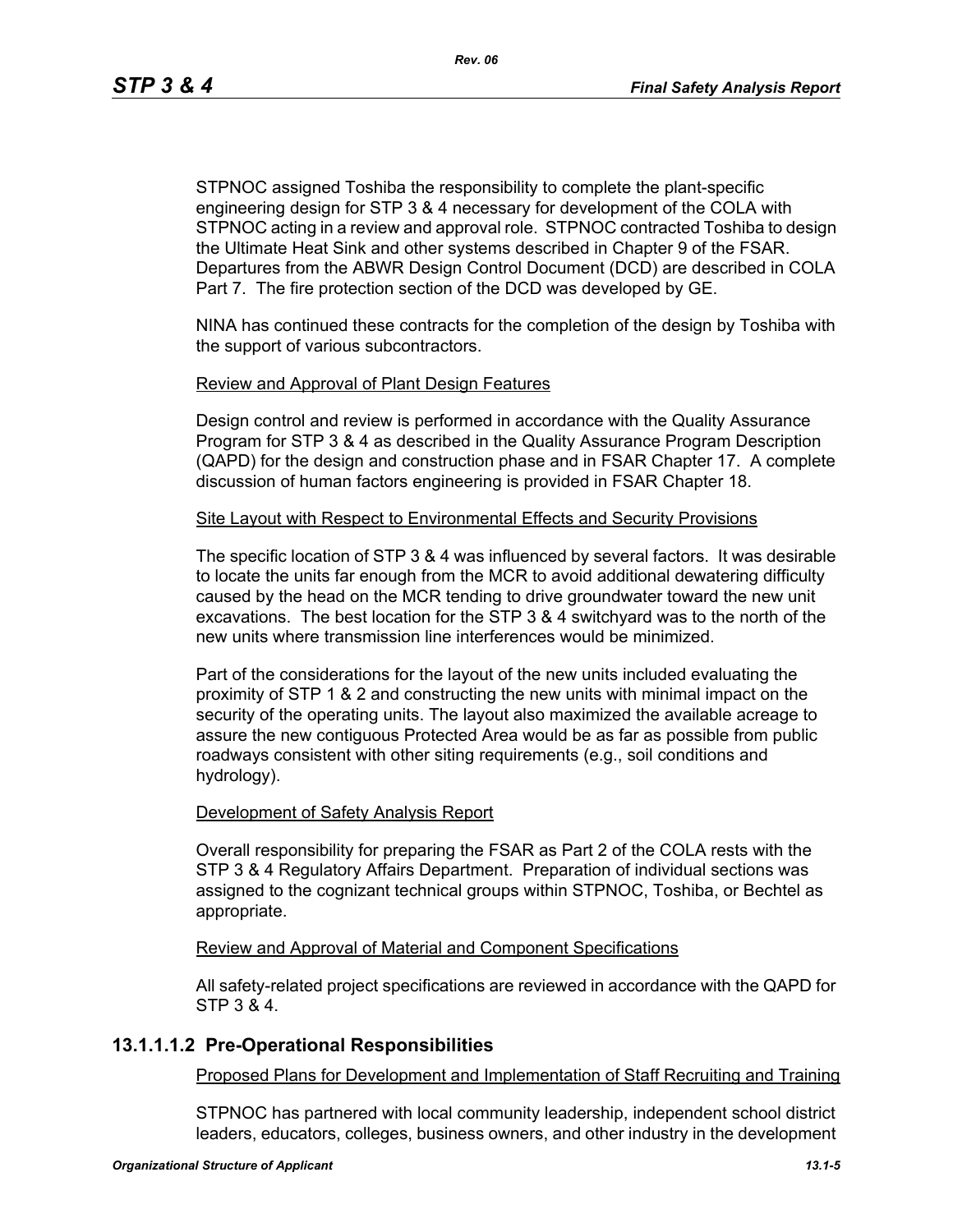STPNOC assigned Toshiba the responsibility to complete the plant-specific engineering design for STP 3 & 4 necessary for development of the COLA with STPNOC acting in a review and approval role. STPNOC contracted Toshiba to design the Ultimate Heat Sink and other systems described in Chapter 9 of the FSAR. Departures from the ABWR Design Control Document (DCD) are described in COLA Part 7. The fire protection section of the DCD was developed by GE.

NINA has continued these contracts for the completion of the design by Toshiba with the support of various subcontractors.

Review and Approval of Plant Design Features

Design control and review is performed in accordance with the Quality Assurance Program for STP 3 & 4 as described in the Quality Assurance Program Description (QAPD) for the design and construction phase and in FSAR Chapter 17. A complete discussion of human factors engineering is provided in FSAR Chapter 18.

Site Layout with Respect to Environmental Effects and Security Provisions

The specific location of STP 3 & 4 was influenced by several factors. It was desirable to locate the units far enough from the MCR to avoid additional dewatering difficulty caused by the head on the MCR tending to drive groundwater toward the new unit excavations. The best location for the STP 3 & 4 switchyard was to the north of the new units where transmission line interferences would be minimized.

Part of the considerations for the layout of the new units included evaluating the proximity of STP 1 & 2 and constructing the new units with minimal impact on the security of the operating units. The layout also maximized the available acreage to assure the new contiguous Protected Area would be as far as possible from public roadways consistent with other siting requirements (e.g., soil conditions and hydrology).

Development of Safety Analysis Report

Overall responsibility for preparing the FSAR as Part 2 of the COLA rests with the STP 3 & 4 Regulatory Affairs Department. Preparation of individual sections was assigned to the cognizant technical groups within STPNOC, Toshiba, or Bechtel as appropriate.

Review and Approval of Material and Component Specifications

All safety-related project specifications are reviewed in accordance with the QAPD for STP 3 & 4.

### 13.1.1.1.2 Pre-Operational Responsibilities

Proposed Plans for Development and Implementation of Staff Recruiting and Training

STPNOC has partnered with local community leadership, independent school district leaders, educators, colleges, business owners, and other industry in the development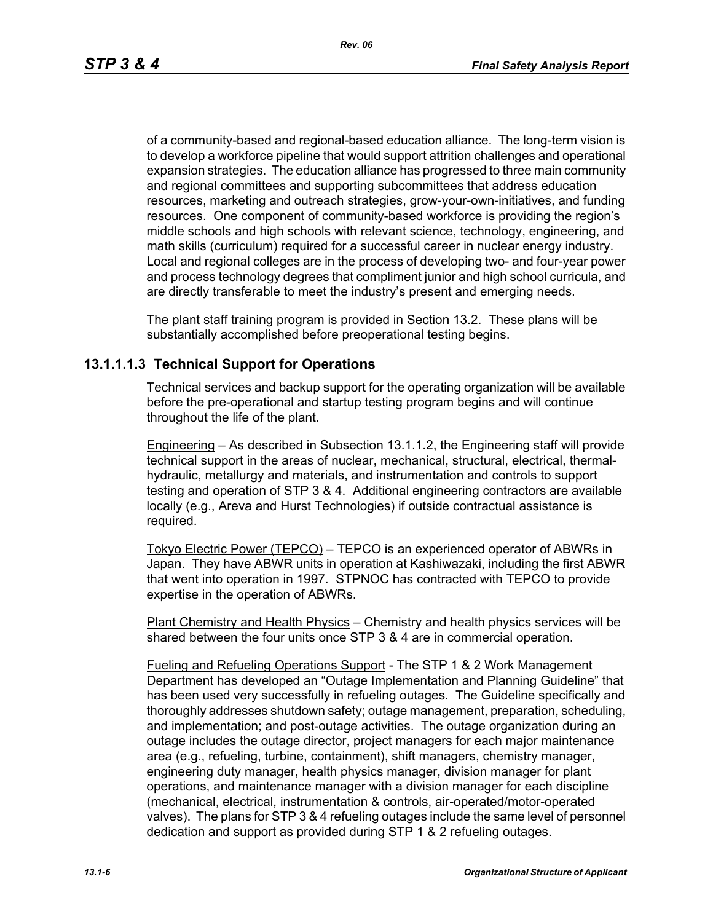of a community-based and regional-based education alliance. The long-term vision is to develop a workforce pipeline that would support attrition challenges and operational expansion strategies. The education alliance has progressed to three main community and regional committees and supporting subcommittees that address education resources, marketing and outreach strategies, grow-your-own-initiatives, and funding resources. One component of community-based workforce is providing the region's middle schools and high schools with relevant science, technology, engineering, and math skills (curriculum) required for a successful career in nuclear energy industry. Local and regional colleges are in the process of developing two- and four-year power and process technology degrees that compliment junior and high school curricula, and are directly transferable to meet the industry's present and emerging needs.

The plant staff training program is provided in Section 13.2. These plans will be substantially accomplished before preoperational testing begins.

### 13.1.1.1.3 Technical Support for Operations

Technical services and backup support for the operating organization will be available before the pre-operational and startup testing program begins and will continue throughout the life of the plant.

Engineering – As described in Subsection 13.1.1.2, the Engineering staff will provide technical support in the areas of nuclear, mechanical, structural, electrical, thermal-hydraulic, metallurgy and materials, and instrumentation and controls to support testing and operation of STP 3 & 4. Additional engineering contractors are available locally (e.g., Areva and Hurst Technologies) if outside contractual assistance is required.

Tokyo Electric Power (TEPCO) – TEPCO is an experienced operator of ABWRs in Japan. They have ABWR units in operation at Kashiwazaki, including the first ABWR that went into operation in 1997. STPNOC has contracted with TEPCO to provide expertise in the operation of ABWRs.

Plant Chemistry and Health Physics – Chemistry and health physics services will be shared between the four units once STP 3 & 4 are in commercial operation.

Fueling and Refueling Operations Support - The STP 1 & 2 Work Management Department has developed an "Outage Implementation and Planning Guideline" that has been used very successfully in refueling outages. The Guideline specifically and thoroughly addresses shutdown safety; outage management, preparation, scheduling, and implementation; and post-outage activities. The outage organization during an outage includes the outage director, project managers for each major maintenance area (e.g., refueling, turbine, containment), shift managers, chemistry manager, engineering duty manager, health physics manager, division manager for plant operations, and maintenance manager with a division manager for each discipline (mechanical, electrical, instrumentation & controls, air-operated/motor-operated valves). The plans for STP 3 & 4 refueling outages include the same level of personnel dedication and support as provided during STP 1 & 2 refueling outages.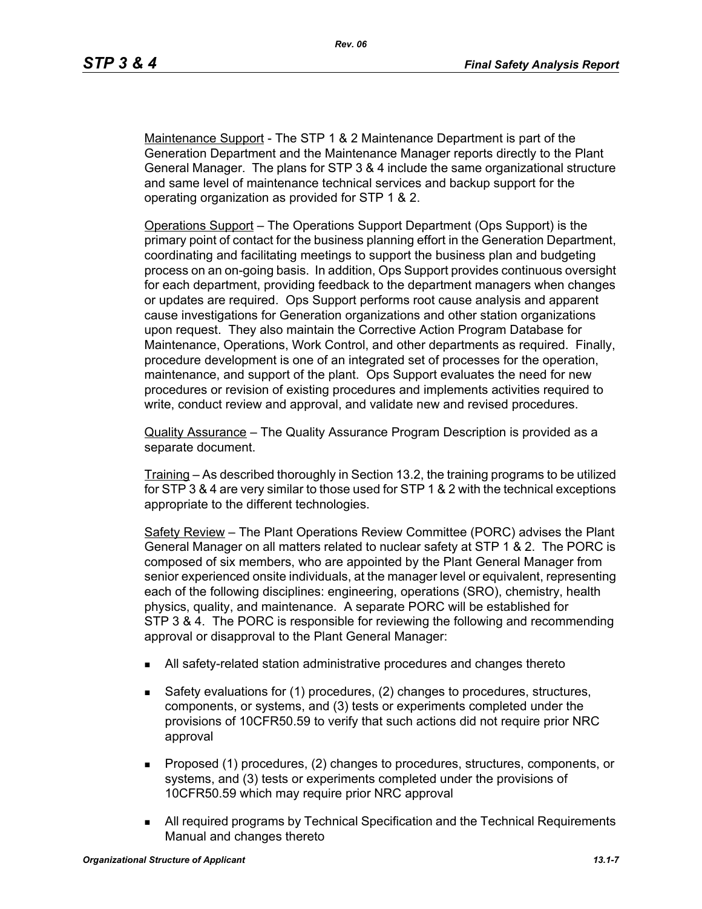Maintenance Support - The STP 1 & 2 Maintenance Department is part of the Generation Department and the Maintenance Manager reports directly to the Plant General Manager. The plans for STP 3 & 4 include the same organizational structure and same level of maintenance technical services and backup support for the operating organization as provided for STP 1 & 2.

Operations Support – The Operations Support Department (Ops Support) is the primary point of contact for the business planning effort in the Generation Department, coordinating and facilitating meetings to support the business plan and budgeting process on an on-going basis. In addition, Ops Support provides continuous oversight for each department, providing feedback to the department managers when changes or updates are required. Ops Support performs root cause analysis and apparent cause investigations for Generation organizations and other station organizations upon request. They also maintain the Corrective Action Program Database for Maintenance, Operations, Work Control, and other departments as required. Finally, procedure development is one of an integrated set of processes for the operation, maintenance, and support of the plant. Ops Support evaluates the need for new procedures or revision of existing procedures and implements activities required to write, conduct review and approval, and validate new and revised procedures.

Quality Assurance – The Quality Assurance Program Description is provided as a separate document.

Training – As described thoroughly in Section 13.2, the training programs to be utilized for STP 3 & 4 are very similar to those used for STP 1 & 2 with the technical exceptions appropriate to the different technologies.

Safety Review – The Plant Operations Review Committee (PORC) advises the Plant General Manager on all matters related to nuclear safety at STP 1 & 2. The PORC is composed of six members, who are appointed by the Plant General Manager from senior experienced onsite individuals, at the manager level or equivalent, representing each of the following disciplines: engineering, operations (SRO), chemistry, health physics, quality, and maintenance. A separate PORC will be established for STP 3 & 4. The PORC is responsible for reviewing the following and recommending approval or disapproval to the Plant General Manager:

- All safety-related station administrative procedures and changes thereto
- Safety evaluations for (1) procedures, (2) changes to procedures, structures, components, or systems, and (3) tests or experiments completed under the provisions of 10CFR50.59 to verify that such actions did not require prior NRC approval
- Proposed (1) procedures, (2) changes to procedures, structures, components, or systems, and (3) tests or experiments completed under the provisions of 10CFR50.59 which may require prior NRC approval
- All required programs by Technical Specification and the Technical Requirements Manual and changes thereto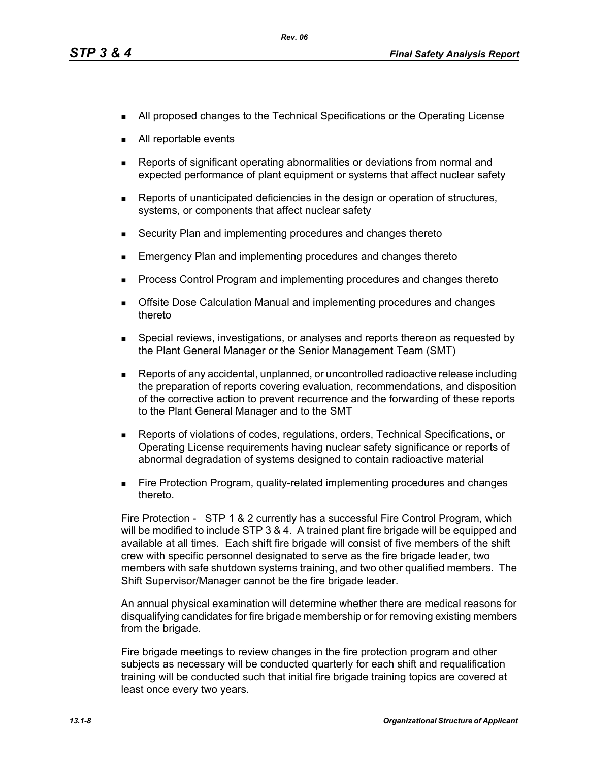- All proposed changes to the Technical Specifications or the Operating License
- All reportable events
- Reports of significant operating abnormalities or deviations from normal and expected performance of plant equipment or systems that affect nuclear safety
- Reports of unanticipated deficiencies in the design or operation of structures, systems, or components that affect nuclear safety
- Security Plan and implementing procedures and changes thereto
- Emergency Plan and implementing procedures and changes thereto
- Process Control Program and implementing procedures and changes thereto
- Offsite Dose Calculation Manual and implementing procedures and changes thereto
- Special reviews, investigations, or analyses and reports thereon as requested by the Plant General Manager or the Senior Management Team (SMT)
- Reports of any accidental, unplanned, or uncontrolled radioactive release including the preparation of reports covering evaluation, recommendations, and disposition of the corrective action to prevent recurrence and the forwarding of these reports to the Plant General Manager and to the SMT
- Reports of violations of codes, regulations, orders, Technical Specifications, or Operating License requirements having nuclear safety significance or reports of abnormal degradation of systems designed to contain radioactive material
- Fire Protection Program, quality-related implementing procedures and changes thereto.

Fire Protection - STP 1 & 2 currently has a successful Fire Control Program, which will be modified to include STP 3 & 4. A trained plant fire brigade will be equipped and available at all times. Each shift fire brigade will consist of five members of the shift crew with specific personnel designated to serve as the fire brigade leader, two members with safe shutdown systems training, and two other qualified members. The Shift Supervisor/Manager cannot be the fire brigade leader.

An annual physical examination will determine whether there are medical reasons for disqualifying candidates for fire brigade membership or for removing existing members from the brigade.

Fire brigade meetings to review changes in the fire protection program and other subjects as necessary will be conducted quarterly for each shift and requalification training will be conducted such that initial fire brigade training topics are covered at least once every two years.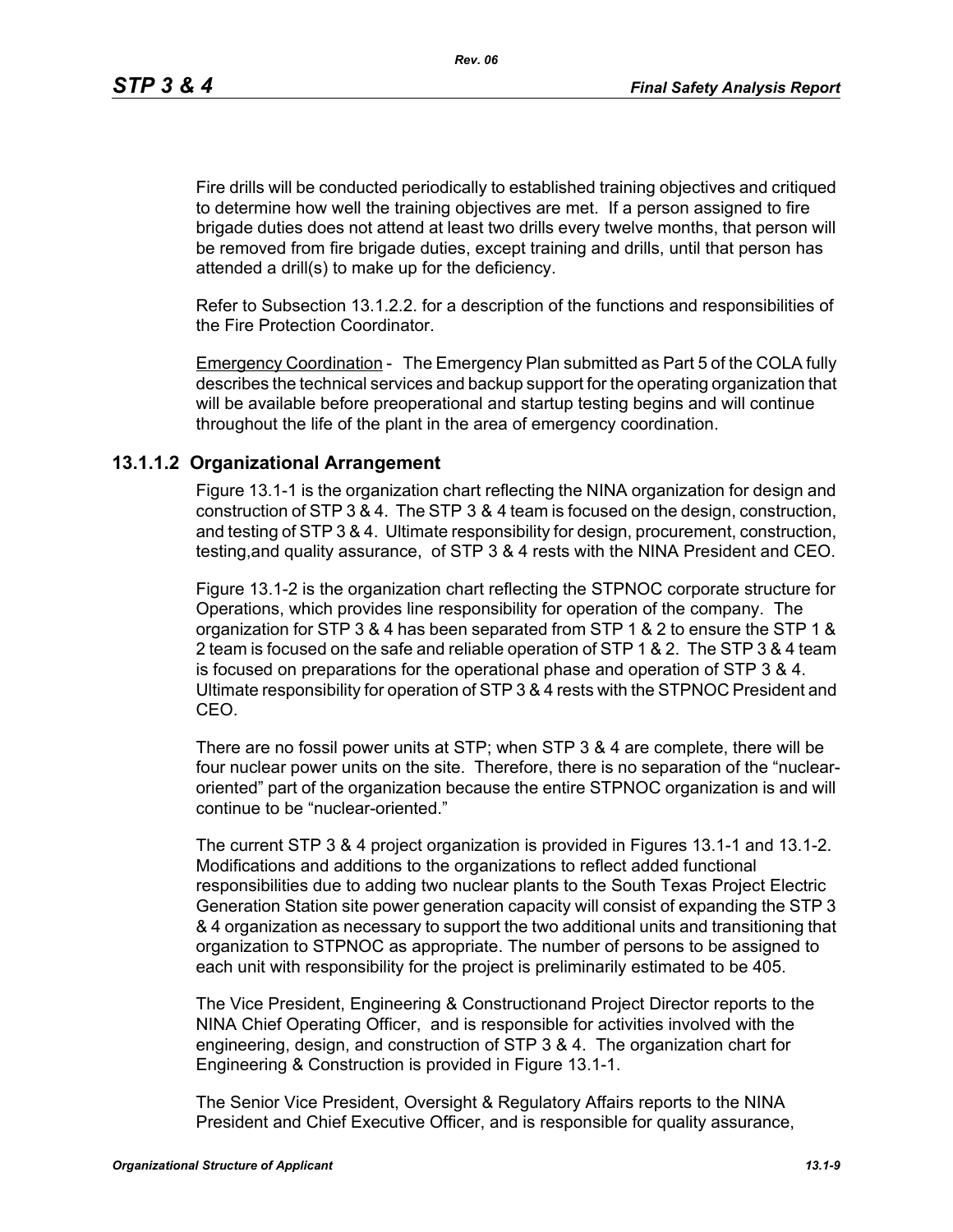Fire drills will be conducted periodically to established training objectives and critiqued to determine how well the training objectives are met. If a person assigned to fire brigade duties does not attend at least two drills every twelve months, that person will be removed from fire brigade duties, except training and drills, until that person has attended a drill(s) to make up for the deficiency.

Refer to Subsection 13.1.2.2. for a description of the functions and responsibilities of the Fire Protection Coordinator.

Emergency Coordination - The Emergency Plan submitted as Part 5 of the COLA fully describes the technical services and backup support for the operating organization that will be available before preoperational and startup testing begins and will continue throughout the life of the plant in the area of emergency coordination.

### 13.1.1.2 Organizational Arrangement

Figure 13.1-1 is the organization chart reflecting the NINA organization for design and construction of STP 3 & 4. The STP 3 & 4 team is focused on the design, construction, and testing of STP 3 & 4. Ultimate responsibility for design, procurement, construction, testing,and quality assurance, of STP 3 & 4 rests with the NINA President and CEO.

Figure 13.1-2 is the organization chart reflecting the STPNOC corporate structure for Operations, which provides line responsibility for operation of the company. The organization for STP 3 & 4 has been separated from STP 1 & 2 to ensure the STP 1 & 2 team is focused on the safe and reliable operation of STP 1 & 2. The STP 3 & 4 team is focused on preparations for the operational phase and operation of STP 3 & 4. Ultimate responsibility for operation of STP 3 & 4 rests with the STPNOC President and CEO.

There are no fossil power units at STP; when STP 3 & 4 are complete, there will be four nuclear power units on the site. Therefore, there is no separation of the "nuclear-oriented" part of the organization because the entire STPNOC organization is and will continue to be "nuclear-oriented."

The current STP 3 & 4 project organization is provided in Figures 13.1-1 and 13.1-2. Modifications and additions to the organizations to reflect added functional responsibilities due to adding two nuclear plants to the South Texas Project Electric Generation Station site power generation capacity will consist of expanding the STP 3 & 4 organization as necessary to support the two additional units and transitioning that organization to STPNOC as appropriate. The number of persons to be assigned to each unit with responsibility for the project is preliminarily estimated to be 405.

The Vice President, Engineering & Constructionand Project Director reports to the NINA Chief Operating Officer, and is responsible for activities involved with the engineering, design, and construction of STP 3 & 4. The organization chart for Engineering & Construction is provided in Figure 13.1-1.

The Senior Vice President, Oversight & Regulatory Affairs reports to the NINA President and Chief Executive Officer, and is responsible for quality assurance,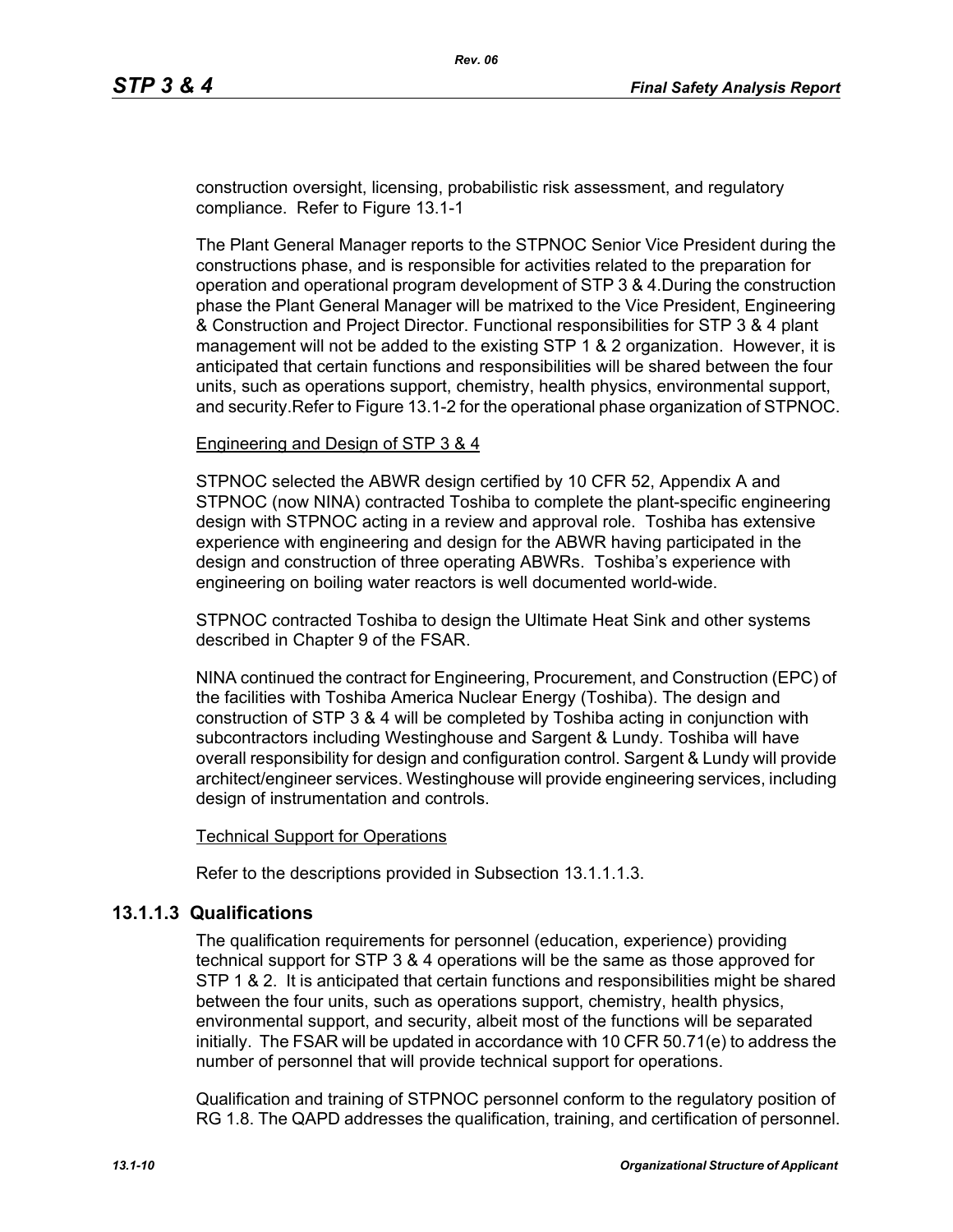construction oversight, licensing, probabilistic risk assessment, and regulatory compliance. Refer to Figure 13.1-1

The Plant General Manager reports to the STPNOC Senior Vice President during the constructions phase, and is responsible for activities related to the preparation for operation and operational program development of STP 3 & 4.During the construction phase the Plant General Manager will be matrixed to the Vice President, Engineering & Construction and Project Director. Functional responsibilities for STP 3 & 4 plant management will not be added to the existing STP 1 & 2 organization. However, it is anticipated that certain functions and responsibilities will be shared between the four units, such as operations support, chemistry, health physics, environmental support, and security.Refer to Figure 13.1-2 for the operational phase organization of STPNOC.

Engineering and Design of STP 3 & 4

STPNOC selected the ABWR design certified by 10 CFR 52, Appendix A and STPNOC (now NINA) contracted Toshiba to complete the plant-specific engineering design with STPNOC acting in a review and approval role. Toshiba has extensive experience with engineering and design for the ABWR having participated in the design and construction of three operating ABWRs. Toshiba's experience with engineering on boiling water reactors is well documented world-wide.

STPNOC contracted Toshiba to design the Ultimate Heat Sink and other systems described in Chapter 9 of the FSAR.

NINA continued the contract for Engineering, Procurement, and Construction (EPC) of the facilities with Toshiba America Nuclear Energy (Toshiba). The design and construction of STP 3 & 4 will be completed by Toshiba acting in conjunction with subcontractors including Westinghouse and Sargent & Lundy. Toshiba will have overall responsibility for design and configuration control. Sargent & Lundy will provide architect/engineer services. Westinghouse will provide engineering services, including design of instrumentation and controls.

Technical Support for Operations

Refer to the descriptions provided in Subsection 13.1.1.1.3.

### 13.1.1.3 Qualifications

The qualification requirements for personnel (education, experience) providing technical support for STP 3 & 4 operations will be the same as those approved for STP 1 & 2. It is anticipated that certain functions and responsibilities might be shared between the four units, such as operations support, chemistry, health physics, environmental support, and security, albeit most of the functions will be separated initially. The FSAR will be updated in accordance with 10 CFR 50.71(e) to address the number of personnel that will provide technical support for operations.

Qualification and training of STPNOC personnel conform to the regulatory position of RG 1.8. The QAPD addresses the qualification, training, and certification of personnel.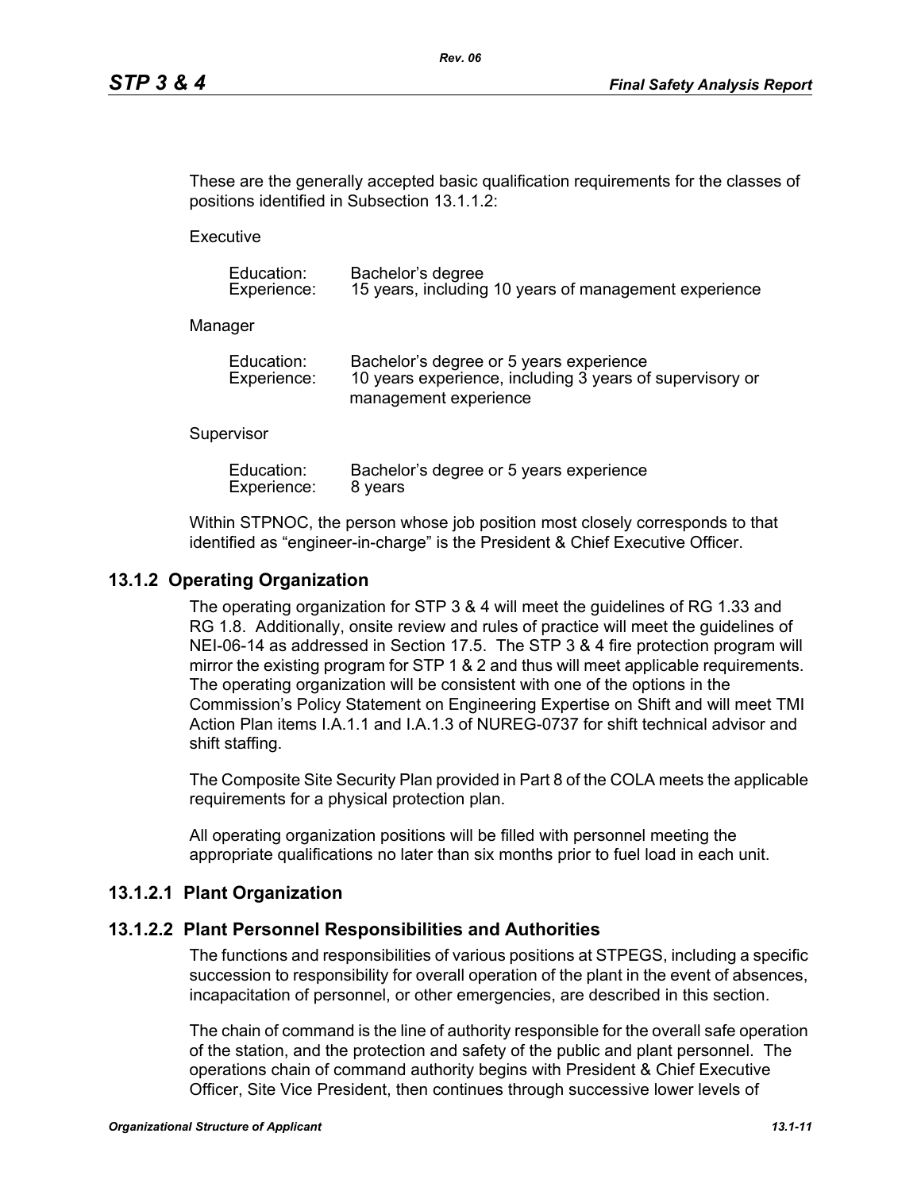These are the generally accepted basic qualification requirements for the classes of positions identified in Subsection 13.1.1.2:

Executive

| | |
|---|---|
| Education: | Bachelor's degree |
| Experience: | 15 years, including 10 years of management experience |

Manager

| | |
|---|---|
| Education: | Bachelor's degree or 5 years experience |
| Experience: | 10 years experience, including 3 years of supervisory or management experience |

Supervisor

| | |
|---|---|
| Education: | Bachelor's degree or 5 years experience |
| Experience: | 8 years |

Within STPNOC, the person whose job position most closely corresponds to that identified as "engineer-in-charge" is the President & Chief Executive Officer.

## 13.1.2 Operating Organization

The operating organization for STP 3 & 4 will meet the guidelines of RG 1.33 and RG 1.8. Additionally, onsite review and rules of practice will meet the guidelines of NEI-06-14 as addressed in Section 17.5. The STP 3 & 4 fire protection program will mirror the existing program for STP 1 & 2 and thus will meet applicable requirements. The operating organization will be consistent with one of the options in the Commission's Policy Statement on Engineering Expertise on Shift and will meet TMI Action Plan items I.A.1.1 and I.A.1.3 of NUREG-0737 for shift technical advisor and shift staffing.

The Composite Site Security Plan provided in Part 8 of the COLA meets the applicable requirements for a physical protection plan.

All operating organization positions will be filled with personnel meeting the appropriate qualifications no later than six months prior to fuel load in each unit.

### 13.1.2.1 Plant Organization

### 13.1.2.2 Plant Personnel Responsibilities and Authorities

The functions and responsibilities of various positions at STPEGS, including a specific succession to responsibility for overall operation of the plant in the event of absences, incapacitation of personnel, or other emergencies, are described in this section.

The chain of command is the line of authority responsible for the overall safe operation of the station, and the protection and safety of the public and plant personnel. The operations chain of command authority begins with President & Chief Executive Officer, Site Vice President, then continues through successive lower levels of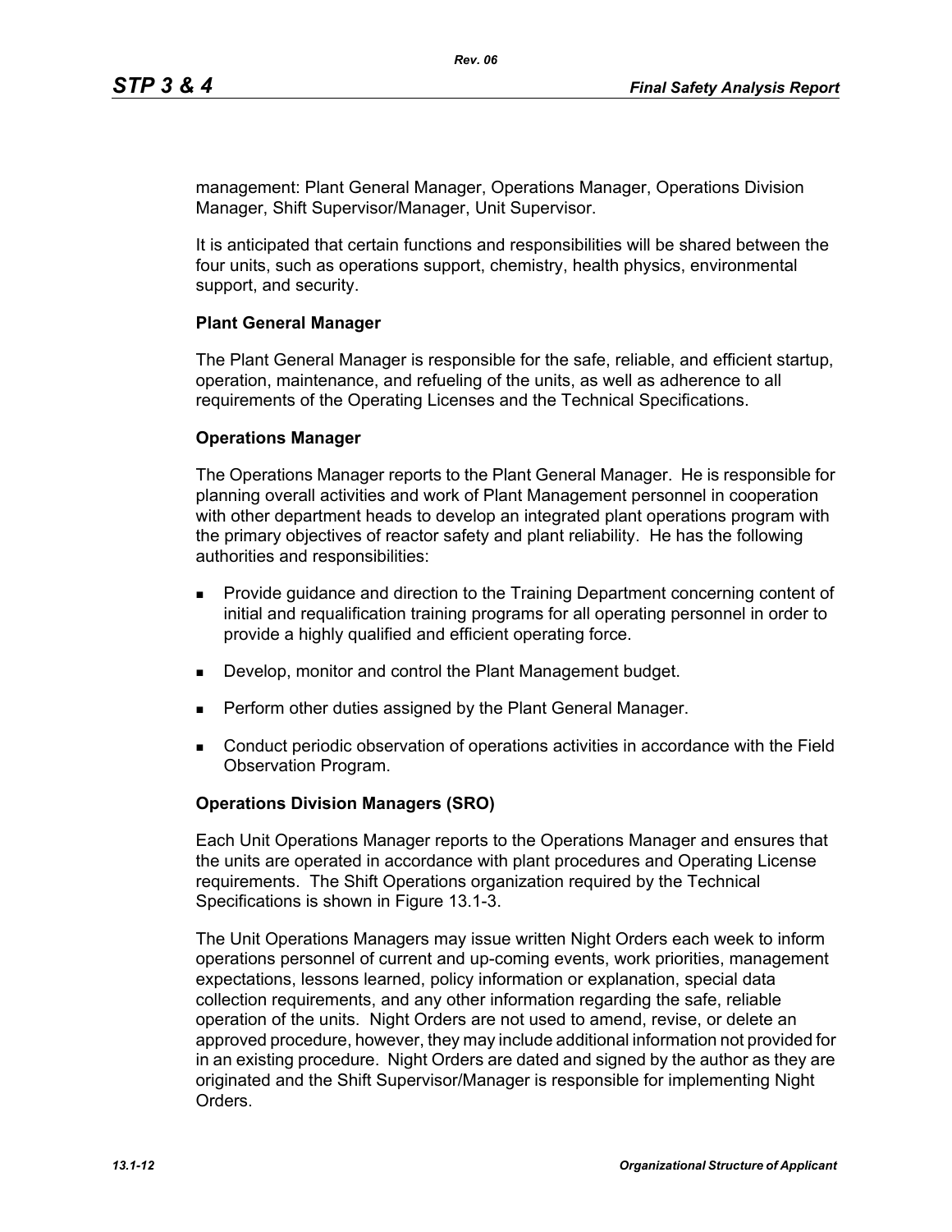management: Plant General Manager, Operations Manager, Operations Division Manager, Shift Supervisor/Manager, Unit Supervisor.

It is anticipated that certain functions and responsibilities will be shared between the four units, such as operations support, chemistry, health physics, environmental support, and security.

**Plant General Manager**

The Plant General Manager is responsible for the safe, reliable, and efficient startup, operation, maintenance, and refueling of the units, as well as adherence to all requirements of the Operating Licenses and the Technical Specifications.

**Operations Manager**

The Operations Manager reports to the Plant General Manager. He is responsible for planning overall activities and work of Plant Management personnel in cooperation with other department heads to develop an integrated plant operations program with the primary objectives of reactor safety and plant reliability. He has the following authorities and responsibilities:

- Provide guidance and direction to the Training Department concerning content of initial and requalification training programs for all operating personnel in order to provide a highly qualified and efficient operating force.
- Develop, monitor and control the Plant Management budget.
- Perform other duties assigned by the Plant General Manager.
- Conduct periodic observation of operations activities in accordance with the Field Observation Program.

**Operations Division Managers (SRO)**

Each Unit Operations Manager reports to the Operations Manager and ensures that the units are operated in accordance with plant procedures and Operating License requirements. The Shift Operations organization required by the Technical Specifications is shown in Figure 13.1-3.

The Unit Operations Managers may issue written Night Orders each week to inform operations personnel of current and up-coming events, work priorities, management expectations, lessons learned, policy information or explanation, special data collection requirements, and any other information regarding the safe, reliable operation of the units. Night Orders are not used to amend, revise, or delete an approved procedure, however, they may include additional information not provided for in an existing procedure. Night Orders are dated and signed by the author as they are originated and the Shift Supervisor/Manager is responsible for implementing Night Orders.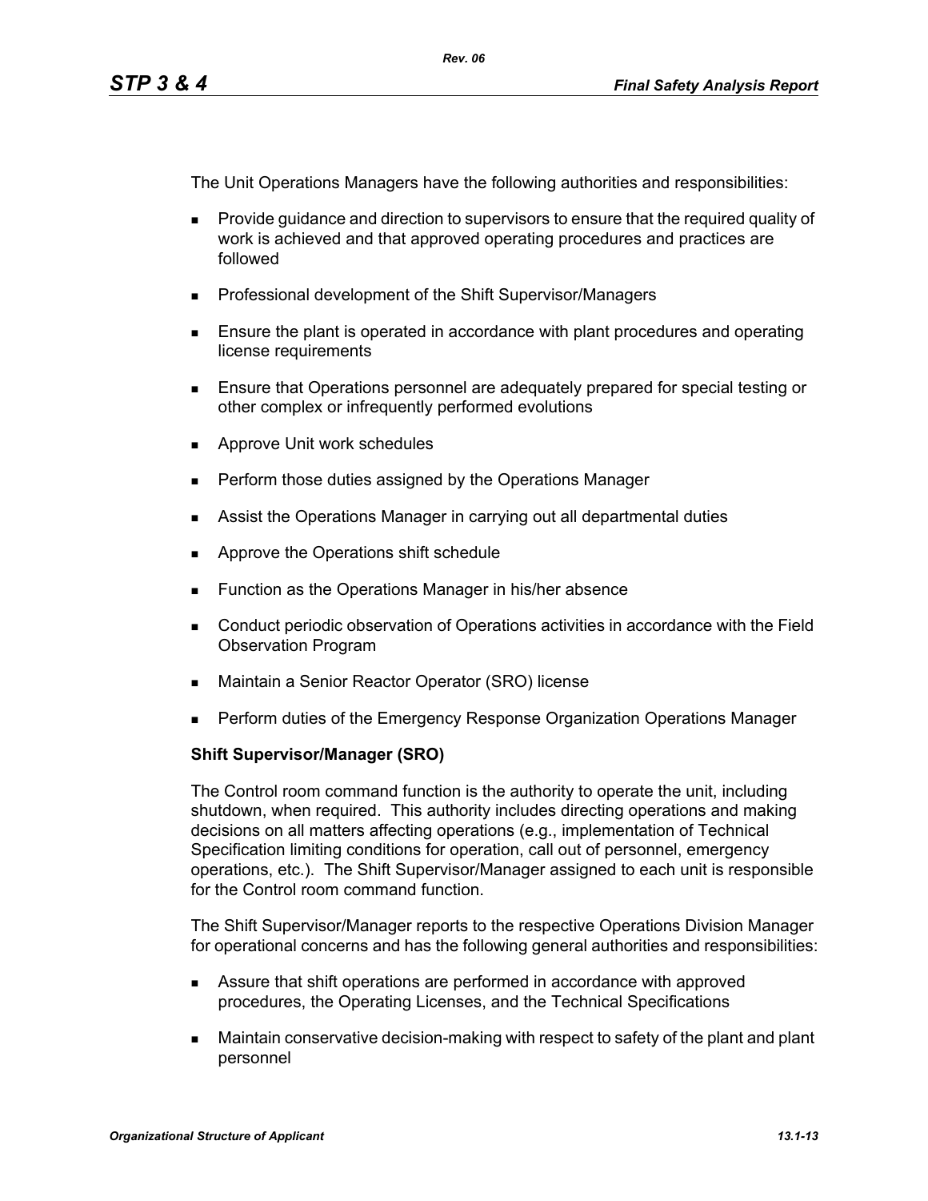The Unit Operations Managers have the following authorities and responsibilities:

- Provide guidance and direction to supervisors to ensure that the required quality of work is achieved and that approved operating procedures and practices are followed
- Professional development of the Shift Supervisor/Managers
- Ensure the plant is operated in accordance with plant procedures and operating license requirements
- Ensure that Operations personnel are adequately prepared for special testing or other complex or infrequently performed evolutions
- Approve Unit work schedules
- Perform those duties assigned by the Operations Manager
- Assist the Operations Manager in carrying out all departmental duties
- Approve the Operations shift schedule
- Function as the Operations Manager in his/her absence
- Conduct periodic observation of Operations activities in accordance with the Field Observation Program
- Maintain a Senior Reactor Operator (SRO) license
- Perform duties of the Emergency Response Organization Operations Manager

**Shift Supervisor/Manager (SRO)**

The Control room command function is the authority to operate the unit, including shutdown, when required. This authority includes directing operations and making decisions on all matters affecting operations (e.g., implementation of Technical Specification limiting conditions for operation, call out of personnel, emergency operations, etc.). The Shift Supervisor/Manager assigned to each unit is responsible for the Control room command function.

The Shift Supervisor/Manager reports to the respective Operations Division Manager for operational concerns and has the following general authorities and responsibilities:

- Assure that shift operations are performed in accordance with approved procedures, the Operating Licenses, and the Technical Specifications
- Maintain conservative decision-making with respect to safety of the plant and plant personnel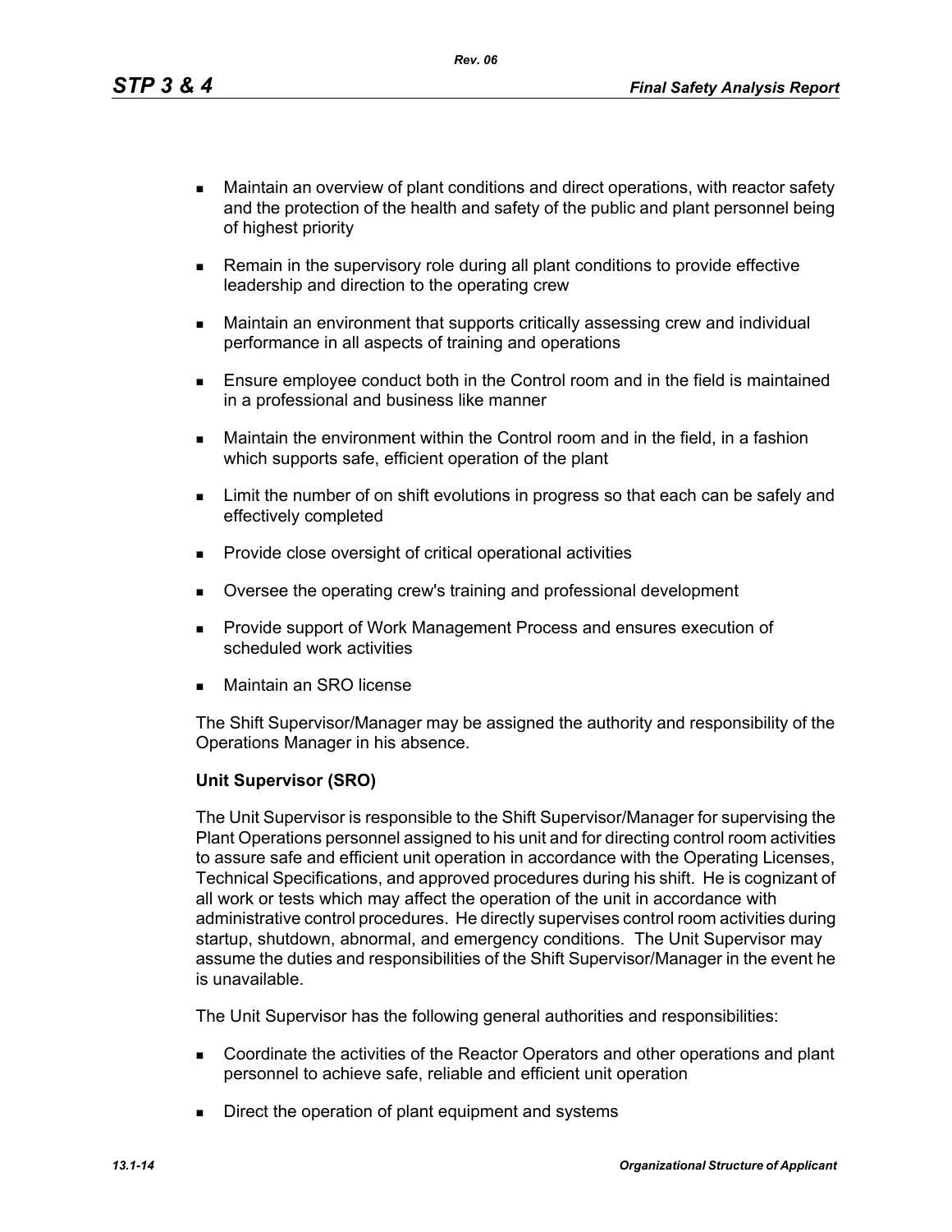- Maintain an overview of plant conditions and direct operations, with reactor safety and the protection of the health and safety of the public and plant personnel being of highest priority
- Remain in the supervisory role during all plant conditions to provide effective leadership and direction to the operating crew
- Maintain an environment that supports critically assessing crew and individual performance in all aspects of training and operations
- Ensure employee conduct both in the Control room and in the field is maintained in a professional and business like manner
- Maintain the environment within the Control room and in the field, in a fashion which supports safe, efficient operation of the plant
- Limit the number of on shift evolutions in progress so that each can be safely and effectively completed
- Provide close oversight of critical operational activities
- Oversee the operating crew's training and professional development
- Provide support of Work Management Process and ensures execution of scheduled work activities
- Maintain an SRO license

The Shift Supervisor/Manager may be assigned the authority and responsibility of the Operations Manager in his absence.

**Unit Supervisor (SRO)**

The Unit Supervisor is responsible to the Shift Supervisor/Manager for supervising the Plant Operations personnel assigned to his unit and for directing control room activities to assure safe and efficient unit operation in accordance with the Operating Licenses, Technical Specifications, and approved procedures during his shift. He is cognizant of all work or tests which may affect the operation of the unit in accordance with administrative control procedures. He directly supervises control room activities during startup, shutdown, abnormal, and emergency conditions. The Unit Supervisor may assume the duties and responsibilities of the Shift Supervisor/Manager in the event he is unavailable.

The Unit Supervisor has the following general authorities and responsibilities:

- Coordinate the activities of the Reactor Operators and other operations and plant personnel to achieve safe, reliable and efficient unit operation
- Direct the operation of plant equipment and systems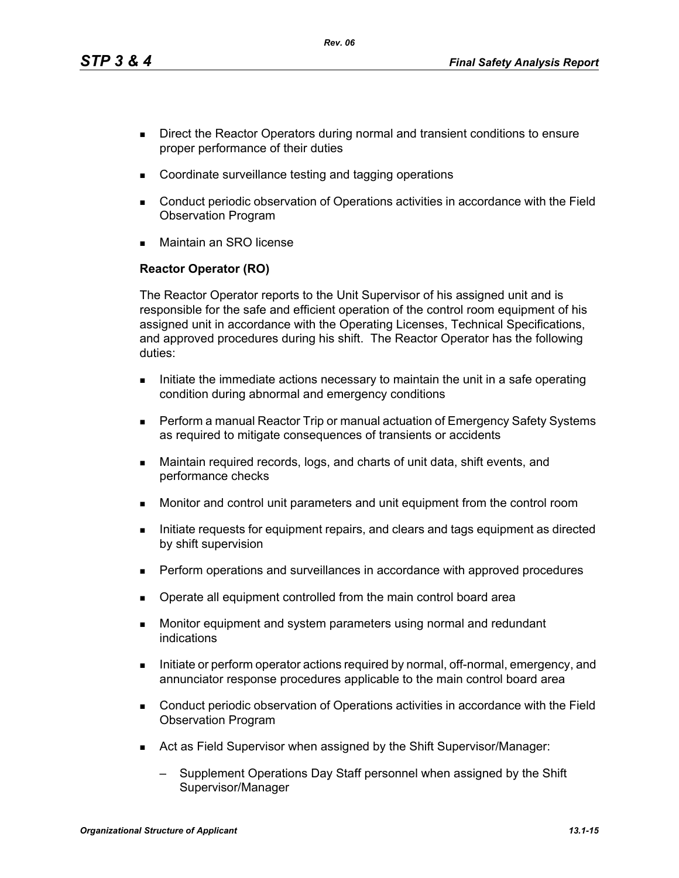- Direct the Reactor Operators during normal and transient conditions to ensure proper performance of their duties
- Coordinate surveillance testing and tagging operations
- Conduct periodic observation of Operations activities in accordance with the Field Observation Program
- Maintain an SRO license

**Reactor Operator (RO)**

The Reactor Operator reports to the Unit Supervisor of his assigned unit and is responsible for the safe and efficient operation of the control room equipment of his assigned unit in accordance with the Operating Licenses, Technical Specifications, and approved procedures during his shift. The Reactor Operator has the following duties:

- Initiate the immediate actions necessary to maintain the unit in a safe operating condition during abnormal and emergency conditions
- Perform a manual Reactor Trip or manual actuation of Emergency Safety Systems as required to mitigate consequences of transients or accidents
- Maintain required records, logs, and charts of unit data, shift events, and performance checks
- Monitor and control unit parameters and unit equipment from the control room
- Initiate requests for equipment repairs, and clears and tags equipment as directed by shift supervision
- Perform operations and surveillances in accordance with approved procedures
- Operate all equipment controlled from the main control board area
- Monitor equipment and system parameters using normal and redundant indications
- Initiate or perform operator actions required by normal, off-normal, emergency, and annunciator response procedures applicable to the main control board area
- Conduct periodic observation of Operations activities in accordance with the Field Observation Program
- Act as Field Supervisor when assigned by the Shift Supervisor/Manager:
  - Supplement Operations Day Staff personnel when assigned by the Shift Supervisor/Manager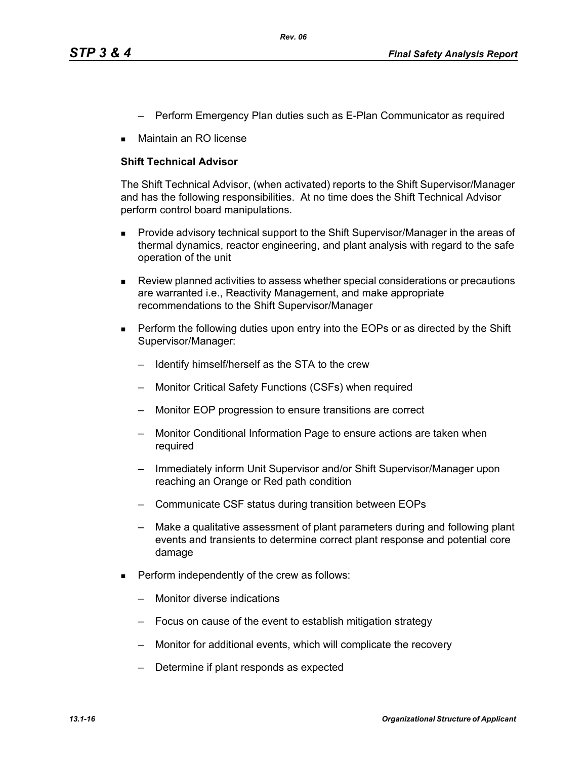- Perform Emergency Plan duties such as E-Plan Communicator as required
- Maintain an RO license

**Shift Technical Advisor**

The Shift Technical Advisor, (when activated) reports to the Shift Supervisor/Manager and has the following responsibilities. At no time does the Shift Technical Advisor perform control board manipulations.

- Provide advisory technical support to the Shift Supervisor/Manager in the areas of thermal dynamics, reactor engineering, and plant analysis with regard to the safe operation of the unit
- Review planned activities to assess whether special considerations or precautions are warranted i.e., Reactivity Management, and make appropriate recommendations to the Shift Supervisor/Manager
- Perform the following duties upon entry into the EOPs or as directed by the Shift Supervisor/Manager:
  - Identify himself/herself as the STA to the crew
  - Monitor Critical Safety Functions (CSFs) when required
  - Monitor EOP progression to ensure transitions are correct
  - Monitor Conditional Information Page to ensure actions are taken when required
  - Immediately inform Unit Supervisor and/or Shift Supervisor/Manager upon reaching an Orange or Red path condition
  - Communicate CSF status during transition between EOPs
  - Make a qualitative assessment of plant parameters during and following plant events and transients to determine correct plant response and potential core damage
- Perform independently of the crew as follows:
  - Monitor diverse indications
  - Focus on cause of the event to establish mitigation strategy
  - Monitor for additional events, which will complicate the recovery
  - Determine if plant responds as expected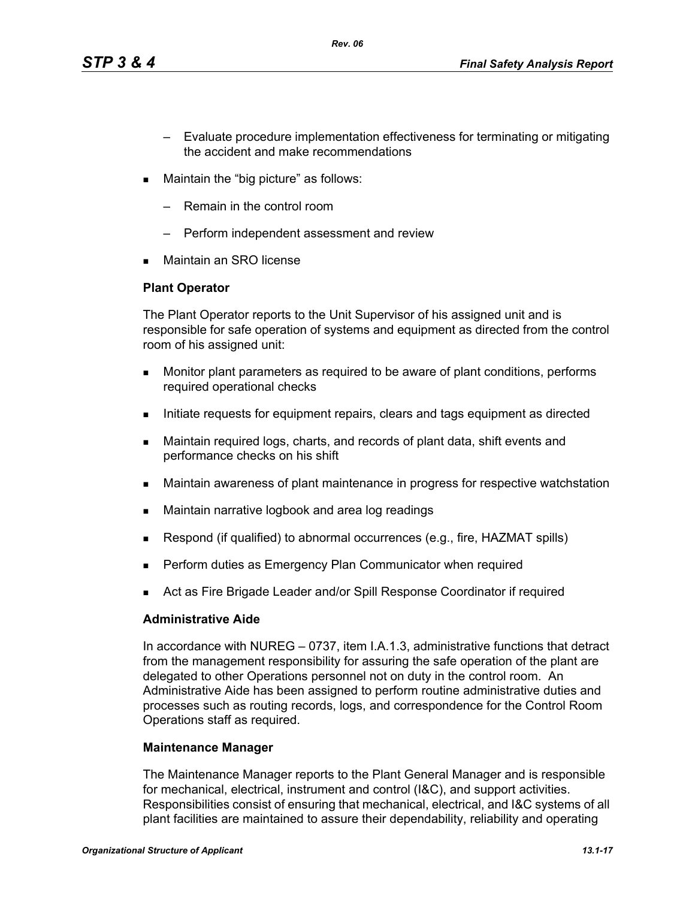- Evaluate procedure implementation effectiveness for terminating or mitigating the accident and make recommendations

- Maintain the “big picture” as follows:
  - Remain in the control room
  - Perform independent assessment and review

- Maintain an SRO license

**Plant Operator**

The Plant Operator reports to the Unit Supervisor of his assigned unit and is responsible for safe operation of systems and equipment as directed from the control room of his assigned unit:

- Monitor plant parameters as required to be aware of plant conditions, performs required operational checks
- Initiate requests for equipment repairs, clears and tags equipment as directed
- Maintain required logs, charts, and records of plant data, shift events and performance checks on his shift
- Maintain awareness of plant maintenance in progress for respective watchstation
- Maintain narrative logbook and area log readings
- Respond (if qualified) to abnormal occurrences (e.g., fire, HAZMAT spills)
- Perform duties as Emergency Plan Communicator when required
- Act as Fire Brigade Leader and/or Spill Response Coordinator if required

**Administrative Aide**

In accordance with NUREG – 0737, item I.A.1.3, administrative functions that detract from the management responsibility for assuring the safe operation of the plant are delegated to other Operations personnel not on duty in the control room. An Administrative Aide has been assigned to perform routine administrative duties and processes such as routing records, logs, and correspondence for the Control Room Operations staff as required.

**Maintenance Manager**

The Maintenance Manager reports to the Plant General Manager and is responsible for mechanical, electrical, instrument and control (I&C), and support activities. Responsibilities consist of ensuring that mechanical, electrical, and I&C systems of all plant facilities are maintained to assure their dependability, reliability and operating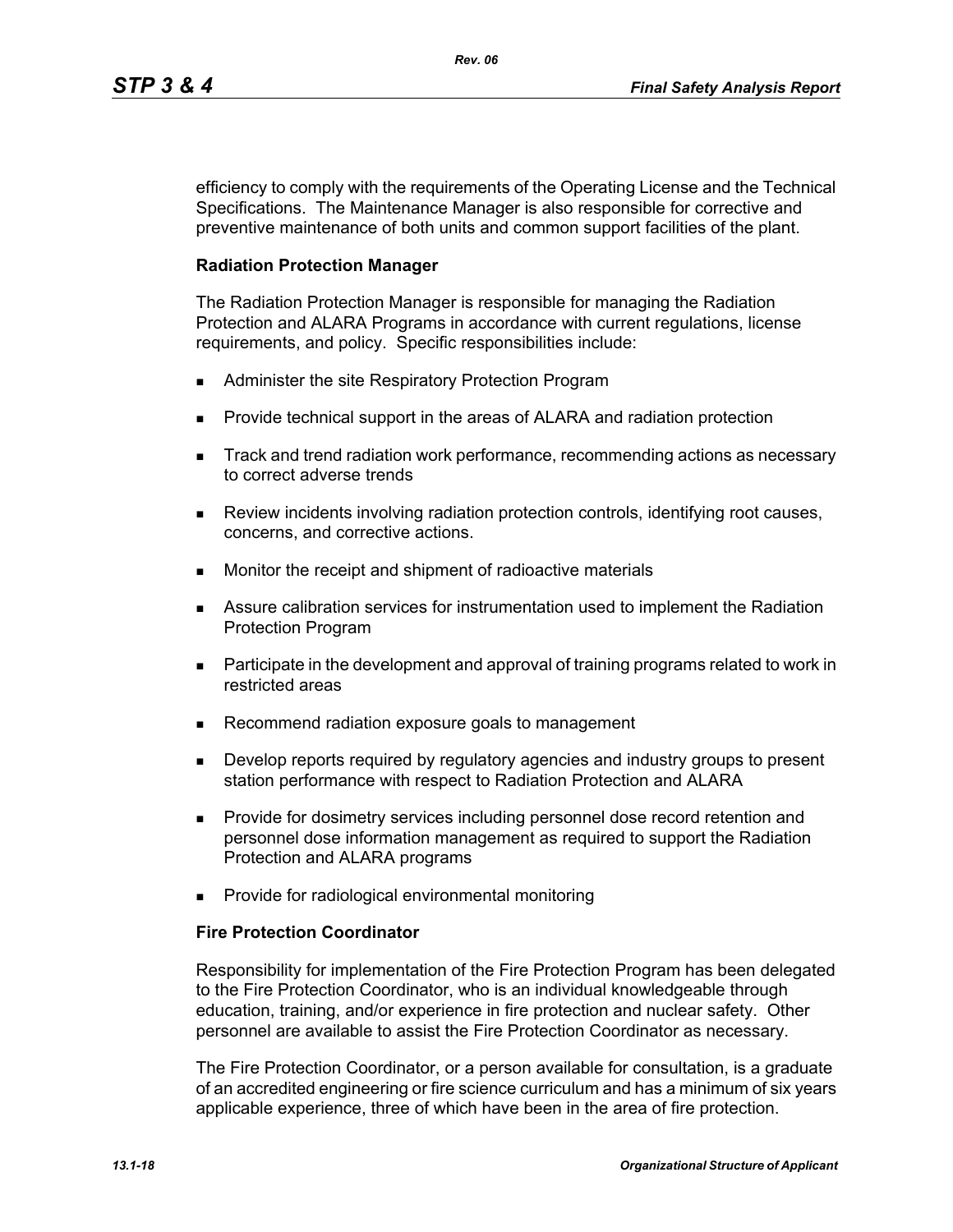efficiency to comply with the requirements of the Operating License and the Technical Specifications. The Maintenance Manager is also responsible for corrective and preventive maintenance of both units and common support facilities of the plant.

**Radiation Protection Manager**

The Radiation Protection Manager is responsible for managing the Radiation Protection and ALARA Programs in accordance with current regulations, license requirements, and policy. Specific responsibilities include:

- Administer the site Respiratory Protection Program
- Provide technical support in the areas of ALARA and radiation protection
- Track and trend radiation work performance, recommending actions as necessary to correct adverse trends
- Review incidents involving radiation protection controls, identifying root causes, concerns, and corrective actions.
- Monitor the receipt and shipment of radioactive materials
- Assure calibration services for instrumentation used to implement the Radiation Protection Program
- Participate in the development and approval of training programs related to work in restricted areas
- Recommend radiation exposure goals to management
- Develop reports required by regulatory agencies and industry groups to present station performance with respect to Radiation Protection and ALARA
- Provide for dosimetry services including personnel dose record retention and personnel dose information management as required to support the Radiation Protection and ALARA programs
- Provide for radiological environmental monitoring

**Fire Protection Coordinator**

Responsibility for implementation of the Fire Protection Program has been delegated to the Fire Protection Coordinator, who is an individual knowledgeable through education, training, and/or experience in fire protection and nuclear safety. Other personnel are available to assist the Fire Protection Coordinator as necessary.

The Fire Protection Coordinator, or a person available for consultation, is a graduate of an accredited engineering or fire science curriculum and has a minimum of six years applicable experience, three of which have been in the area of fire protection.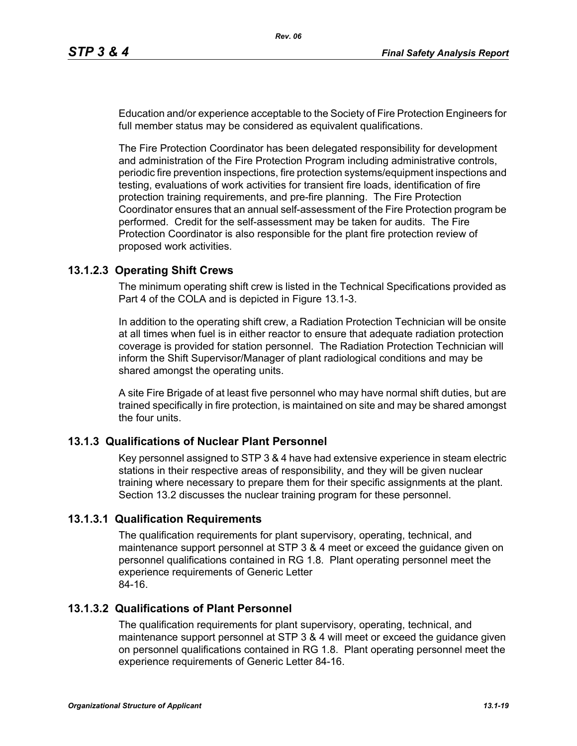Education and/or experience acceptable to the Society of Fire Protection Engineers for full member status may be considered as equivalent qualifications.

The Fire Protection Coordinator has been delegated responsibility for development and administration of the Fire Protection Program including administrative controls, periodic fire prevention inspections, fire protection systems/equipment inspections and testing, evaluations of work activities for transient fire loads, identification of fire protection training requirements, and pre-fire planning. The Fire Protection Coordinator ensures that an annual self-assessment of the Fire Protection program be performed. Credit for the self-assessment may be taken for audits. The Fire Protection Coordinator is also responsible for the plant fire protection review of proposed work activities.

### 13.1.2.3 Operating Shift Crews

The minimum operating shift crew is listed in the Technical Specifications provided as Part 4 of the COLA and is depicted in Figure 13.1-3.

In addition to the operating shift crew, a Radiation Protection Technician will be onsite at all times when fuel is in either reactor to ensure that adequate radiation protection coverage is provided for station personnel. The Radiation Protection Technician will inform the Shift Supervisor/Manager of plant radiological conditions and may be shared amongst the operating units.

A site Fire Brigade of at least five personnel who may have normal shift duties, but are trained specifically in fire protection, is maintained on site and may be shared amongst the four units.

## 13.1.3 Qualifications of Nuclear Plant Personnel

Key personnel assigned to STP 3 & 4 have had extensive experience in steam electric stations in their respective areas of responsibility, and they will be given nuclear training where necessary to prepare them for their specific assignments at the plant. Section 13.2 discusses the nuclear training program for these personnel.

### 13.1.3.1 Qualification Requirements

The qualification requirements for plant supervisory, operating, technical, and maintenance support personnel at STP 3 & 4 meet or exceed the guidance given on personnel qualifications contained in RG 1.8. Plant operating personnel meet the experience requirements of Generic Letter 84-16.

### 13.1.3.2 Qualifications of Plant Personnel

The qualification requirements for plant supervisory, operating, technical, and maintenance support personnel at STP 3 & 4 will meet or exceed the guidance given on personnel qualifications contained in RG 1.8. Plant operating personnel meet the experience requirements of Generic Letter 84-16.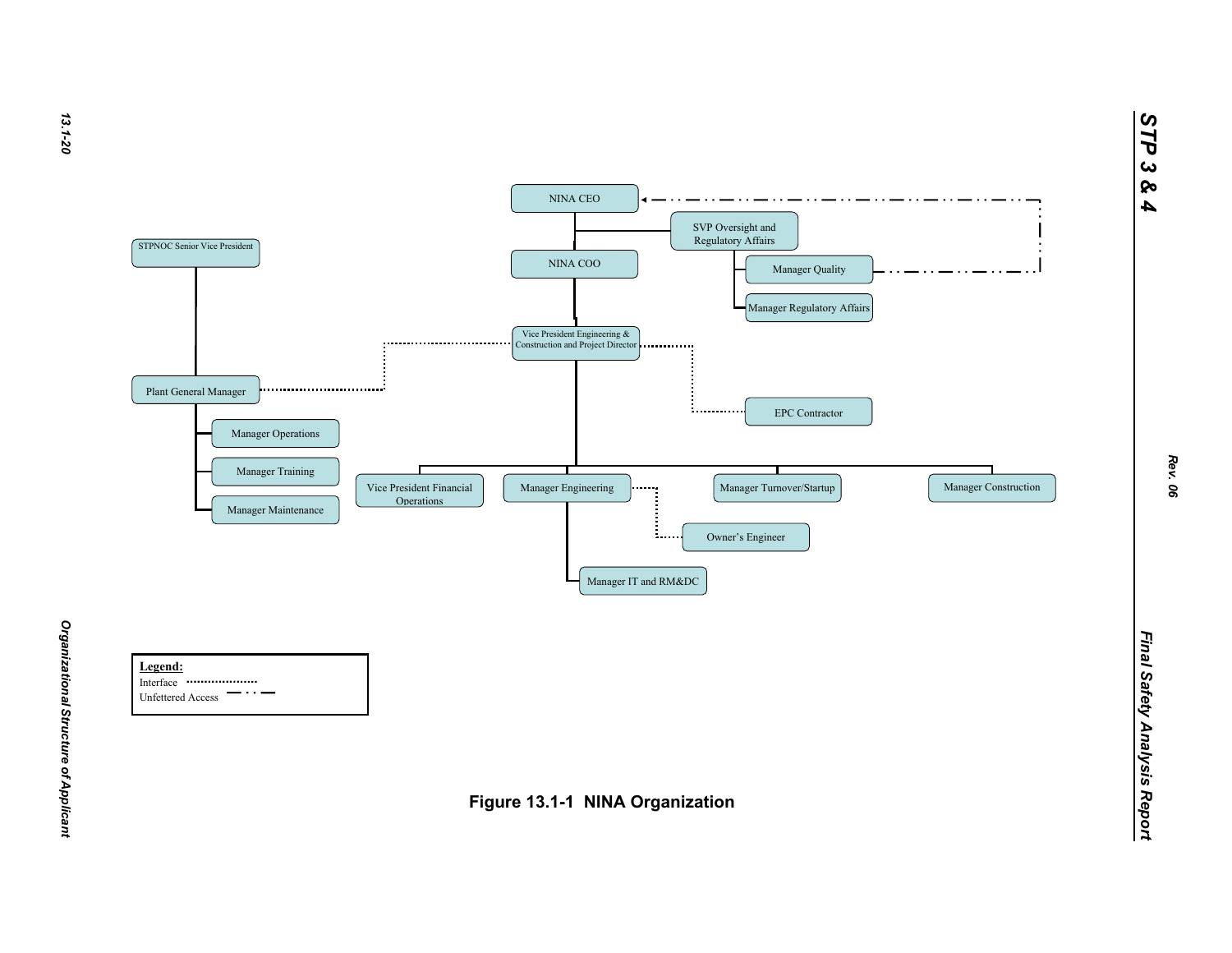NINA CEO

SVP Oversight and Regulatory Affairs

Manager Quality

Manager Regulatory Affairs

NINA COO

STPNOC Senior Vice President

Vice President Engineering & Construction and Project Director

Plant General Manager

EPC Contractor

Manager Operations

Manager Training

Manager Maintenance

Vice President Financial Operations

Manager Engineering

Manager Turnover/Startup

Manager Construction

Owner's Engineer

Manager IT and RM&DC

**Legend:**

Interface ..................

Unfettered Access — · · —

**Figure 13.1-1 NINA Organization**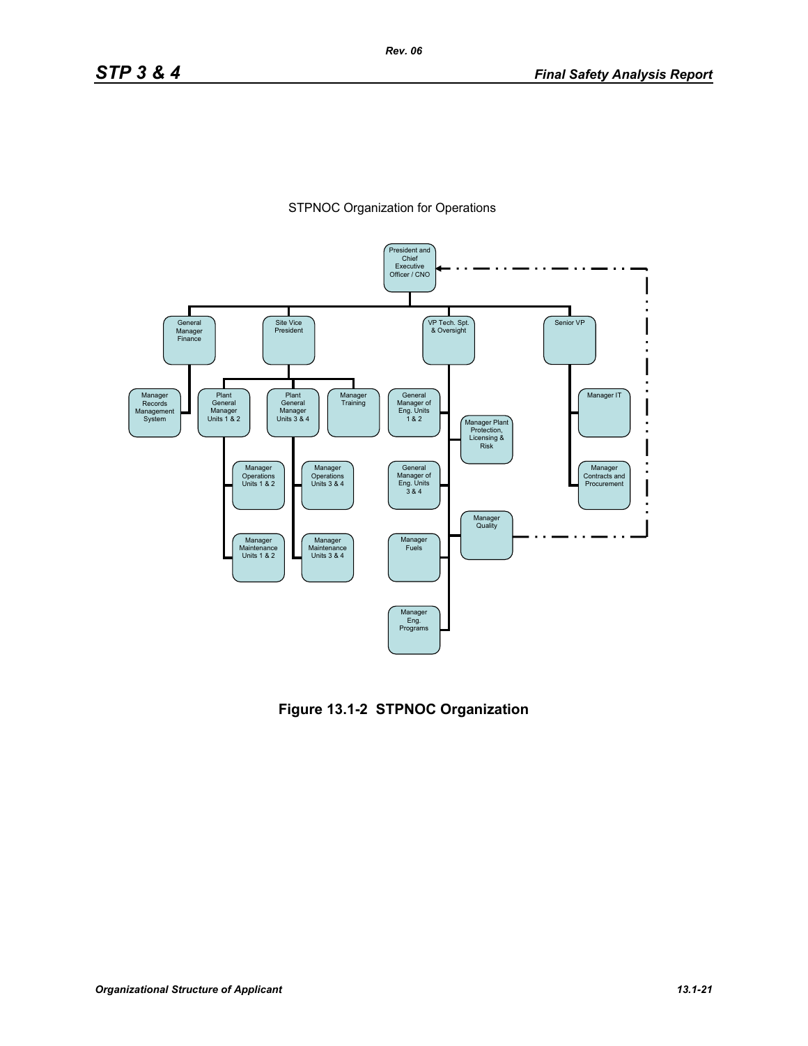STPNOC Organization for Operations

- President and Chief Executive Officer / CNO
  - General Manager Finance
    - Manager Records Management System
  - Site Vice President
    - Plant General Manager Units 1 & 2
      - Manager Operations Units 1 & 2
      - Manager Maintenance Units 1 & 2
    - Plant General Manager Units 3 & 4
      - Manager Operations Units 3 & 4
      - Manager Maintenance Units 3 & 4
    - Manager Training
  - VP Tech. Spt. & Oversight
    - General Manager of Eng. Units 1 & 2
    - Manager Plant Protection, Licensing & Risk
    - General Manager of Eng. Units 3 & 4
    - Manager Quality
    - Manager Fuels
    - Manager Eng. Programs
  - Senior VP
    - Manager IT
    - Manager Contracts and Procurement

(Manager Quality also has a dashed-line reporting path to the President and Chief Executive Officer / CNO.)

**Figure 13.1-2 STPNOC Organization**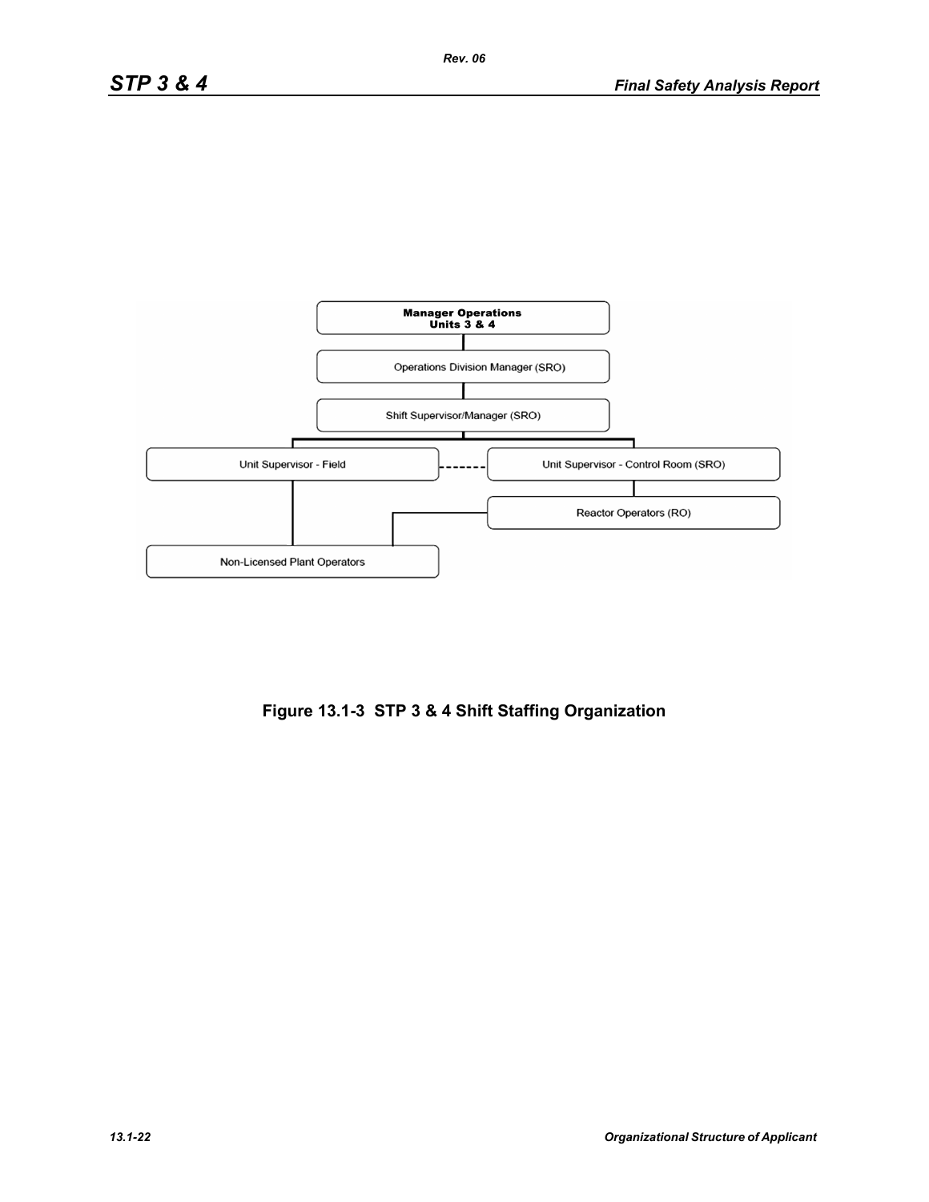Manager Operations
Units 3 & 4

Operations Division Manager (SRO)

Shift Supervisor/Manager (SRO)

Unit Supervisor - Field

Unit Supervisor - Control Room (SRO)

Reactor Operators (RO)

Non-Licensed Plant Operators

**Figure 13.1-3 STP 3 & 4 Shift Staffing Organization**